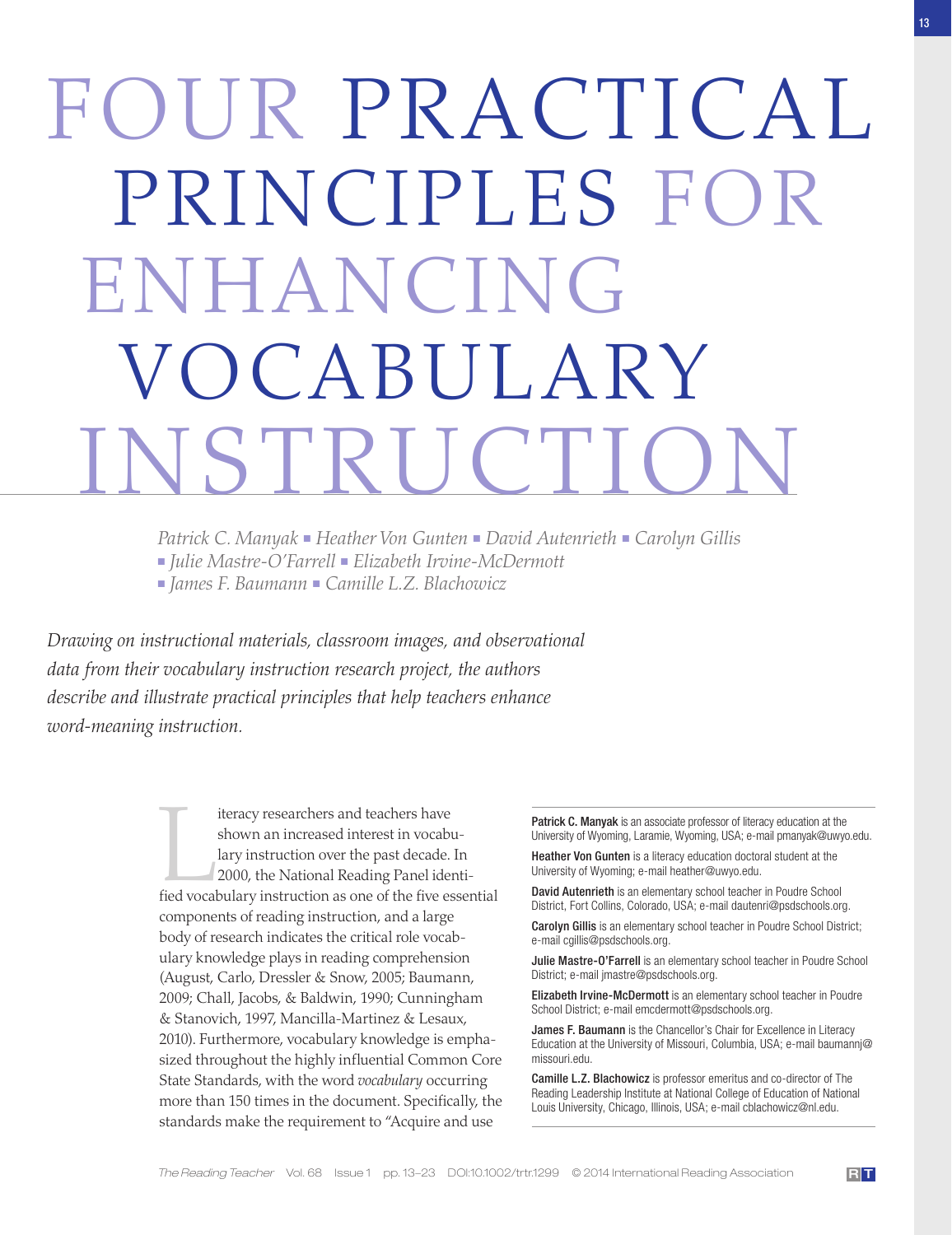# FOUR PRACTICAL PRINCIPLES FOR ENHANCING VOCABULARY INSTRUCTION

*Patrick C. Manyak ▪ Heather Von Gunten ▪ David Autenrieth ▪ Carolyn Gillis ▪ Julie Mastre-O'Farrell ▪ Elizabeth Irvine-McDermott ▪ James F. Baumann ▪ Camille L.Z. Blachowicz*

*Drawing on instructional materials, classroom images, and observational data from their vocabulary instruction research project, the authors describe and illustrate practical principles that help teachers enhance word-meaning instruction.*

Literacy researchers and teachers have shown an increased interest in vocabulary instruction over the past decade. In 2000, the National Reading Panel identified vocabulary instruction as one of the five essential components of reading instruction, and a large body of research indicates the critical role vocabulary knowledge plays in reading comprehension (August, Carlo, Dressler & Snow, 2005; Baumann, 2009; Chall, Jacobs, & Baldwin, 1990; Cunningham & Stanovich, 1997, Mancilla-Martinez & Lesaux, 2010). Furthermore, vocabulary knowledge is emphasized throughout the highly influential Common Core State Standards, with the word *vocabulary* occurring more than 150 times in the document. Specifically, the standards make the requirement to "Acquire and use

---

**Patrick C. Manyak** is an associate professor of literacy education at the University of Wyoming, Laramie, Wyoming, USA; e-mail pmanyak@uwyo.edu.

**Heather Von Gunten** is a literacy education doctoral student at the University of Wyoming; e-mail heather@uwyo.edu.

**David Autenrieth** is an elementary school teacher in Poudre School District, Fort Collins, Colorado, USA; e-mail dautenri@psdschools.org.

**Carolyn Gillis** is an elementary school teacher in Poudre School District; e-mail cgillis@psdschools.org.

**Julie Mastre-O'Farrell** is an elementary school teacher in Poudre School District; e-mail jmastre@psdschools.org.

**Elizabeth Irvine-McDermott** is an elementary school teacher in Poudre School District; e-mail emcdermott@psdschools.org.

**James F. Baumann** is the Chancellor's Chair for Excellence in Literacy Education at the University of Missouri, Columbia, USA; e-mail baumannj@missouri.edu.

**Camille L.Z. Blachowicz** is professor emeritus and co-director of The Reading Leadership Institute at National College of Education of National Louis University, Chicago, Illinois, USA; e-mail cblachowicz@nl.edu.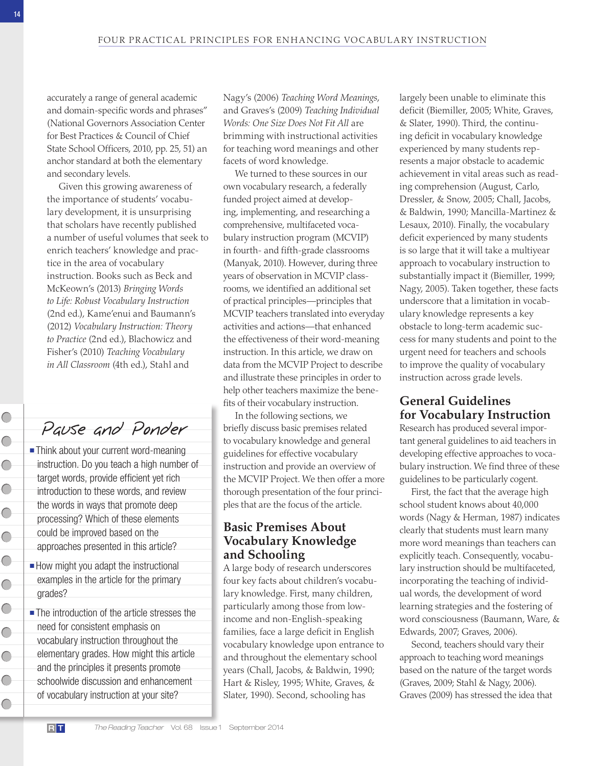accurately a range of general academic and domain-specific words and phrases" (National Governors Association Center for Best Practices & Council of Chief State School Officers, 2010, pp. 25, 51) an anchor standard at both the elementary and secondary levels.

Given this growing awareness of the importance of students' vocabulary development, it is unsurprising that scholars have recently published a number of useful volumes that seek to enrich teachers' knowledge and practice in the area of vocabulary instruction. Books such as Beck and McKeown's (2013) *Bringing Words to Life: Robust Vocabulary Instruction* (2nd ed.), Kame'enui and Baumann's (2012) *Vocabulary Instruction: Theory to Practice* (2nd ed.), Blachowicz and Fisher's (2010) *Teaching Vocabulary in All Classroom* (4th ed.), Stahl and Nagy's (2006) *Teaching Word Meanings*, and Graves's (2009) *Teaching Individual Words: One Size Does Not Fit All* are brimming with instructional activities for teaching word meanings and other facets of word knowledge.

We turned to these sources in our own vocabulary research, a federally funded project aimed at developing, implementing, and researching a comprehensive, multifaceted vocabulary instruction program (MCVIP) in fourth- and fifth-grade classrooms (Manyak, 2010). However, during three years of observation in MCVIP classrooms, we identified an additional set of practical principles—principles that MCVIP teachers translated into everyday activities and actions—that enhanced the effectiveness of their word-meaning instruction. In this article, we draw on data from the MCVIP Project to describe and illustrate these principles in order to help other teachers maximize the benefits of their vocabulary instruction.

In the following sections, we briefly discuss basic premises related to vocabulary knowledge and general guidelines for effective vocabulary instruction and provide an overview of the MCVIP Project. We then offer a more thorough presentation of the four principles that are the focus of the article.

> **Pause and Ponder**
>
> - Think about your current word-meaning instruction. Do you teach a high number of target words, provide efficient yet rich introduction to these words, and review the words in ways that promote deep processing? Which of these elements could be improved based on the approaches presented in this article?
> - How might you adapt the instructional examples in the article for the primary grades?
> - The introduction of the article stresses the need for consistent emphasis on vocabulary instruction throughout the elementary grades. How might this article and the principles it presents promote schoolwide discussion and enhancement of vocabulary instruction at your site?

## Basic Premises About Vocabulary Knowledge and Schooling

A large body of research underscores four key facts about children's vocabulary knowledge. First, many children, particularly among those from low-income and non-English-speaking families, face a large deficit in English vocabulary knowledge upon entrance to and throughout the elementary school years (Chall, Jacobs, & Baldwin, 1990; Hart & Risley, 1995; White, Graves, & Slater, 1990). Second, schooling has largely been unable to eliminate this deficit (Biemiller, 2005; White, Graves, & Slater, 1990). Third, the continuing deficit in vocabulary knowledge experienced by many students represents a major obstacle to academic achievement in vital areas such as reading comprehension (August, Carlo, Dressler, & Snow, 2005; Chall, Jacobs, & Baldwin, 1990; Mancilla-Martinez & Lesaux, 2010). Finally, the vocabulary deficit experienced by many students is so large that it will take a multiyear approach to vocabulary instruction to substantially impact it (Biemiller, 1999; Nagy, 2005). Taken together, these facts underscore that a limitation in vocabulary knowledge represents a key obstacle to long-term academic success for many students and point to the urgent need for teachers and schools to improve the quality of vocabulary instruction across grade levels.

## General Guidelines for Vocabulary Instruction

Research has produced several important general guidelines to aid teachers in developing effective approaches to vocabulary instruction. We find three of these guidelines to be particularly cogent.

First, the fact that the average high school student knows about 40,000 words (Nagy & Herman, 1987) indicates clearly that students must learn many more word meanings than teachers can explicitly teach. Consequently, vocabulary instruction should be multifaceted, incorporating the teaching of individual words, the development of word learning strategies and the fostering of word consciousness (Baumann, Ware, & Edwards, 2007; Graves, 2006).

Second, teachers should vary their approach to teaching word meanings based on the nature of the target words (Graves, 2009; Stahl & Nagy, 2006). Graves (2009) has stressed the idea that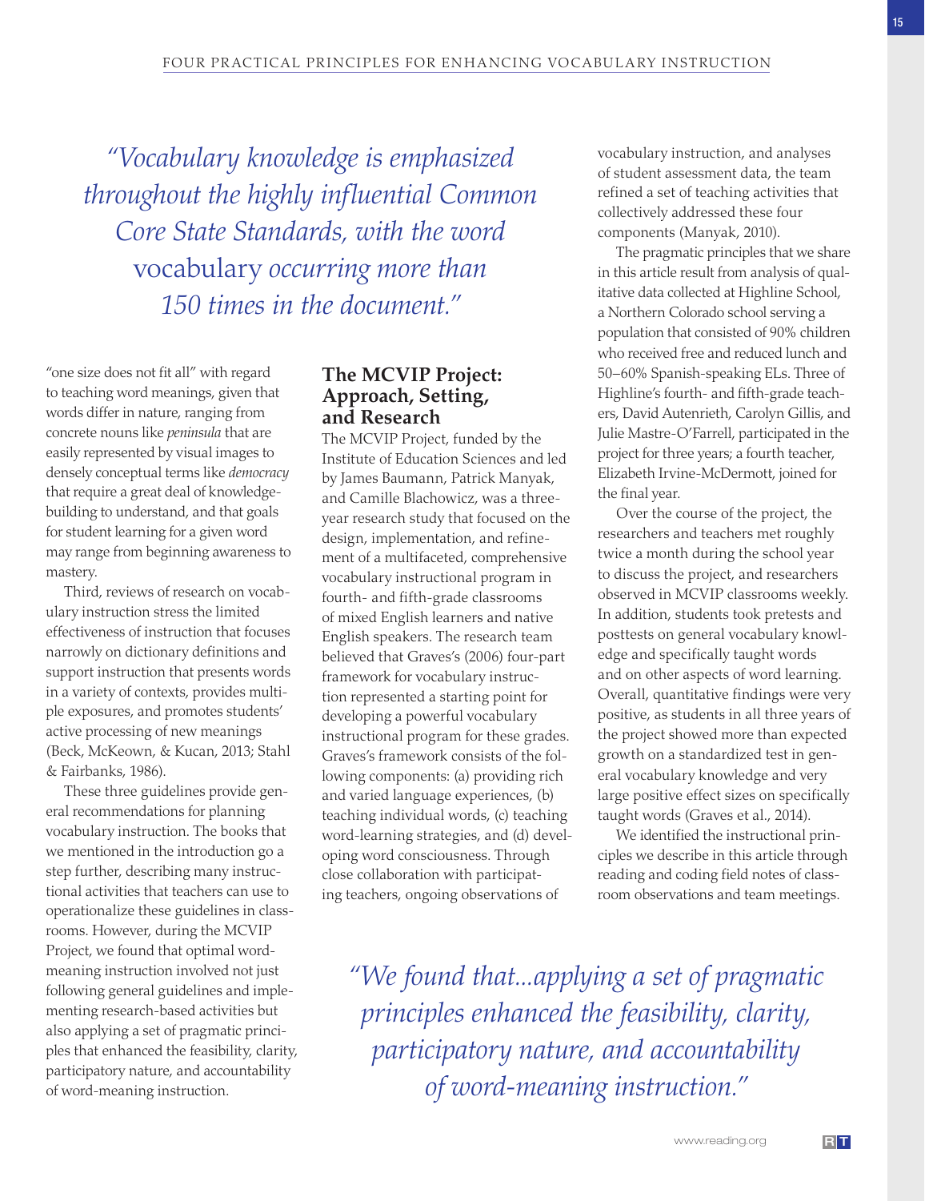*"Vocabulary knowledge is emphasized throughout the highly influential Common Core State Standards, with the word* vocabulary *occurring more than 150 times in the document."*

"one size does not fit all" with regard to teaching word meanings, given that words differ in nature, ranging from concrete nouns like *peninsula* that are easily represented by visual images to densely conceptual terms like *democracy* that require a great deal of knowledge-building to understand, and that goals for student learning for a given word may range from beginning awareness to mastery.

Third, reviews of research on vocabulary instruction stress the limited effectiveness of instruction that focuses narrowly on dictionary definitions and support instruction that presents words in a variety of contexts, provides multiple exposures, and promotes students' active processing of new meanings (Beck, McKeown, & Kucan, 2013; Stahl & Fairbanks, 1986).

These three guidelines provide general recommendations for planning vocabulary instruction. The books that we mentioned in the introduction go a step further, describing many instructional activities that teachers can use to operationalize these guidelines in classrooms. However, during the MCVIP Project, we found that optimal word-meaning instruction involved not just following general guidelines and implementing research-based activities but also applying a set of pragmatic principles that enhanced the feasibility, clarity, participatory nature, and accountability of word-meaning instruction.

## The MCVIP Project: Approach, Setting, and Research

The MCVIP Project, funded by the Institute of Education Sciences and led by James Baumann, Patrick Manyak, and Camille Blachowicz, was a three-year research study that focused on the design, implementation, and refinement of a multifaceted, comprehensive vocabulary instructional program in fourth- and fifth-grade classrooms of mixed English learners and native English speakers. The research team believed that Graves's (2006) four-part framework for vocabulary instruction represented a starting point for developing a powerful vocabulary instructional program for these grades. Graves's framework consists of the following components: (a) providing rich and varied language experiences, (b) teaching individual words, (c) teaching word-learning strategies, and (d) developing word consciousness. Through close collaboration with participating teachers, ongoing observations of vocabulary instruction, and analyses of student assessment data, the team refined a set of teaching activities that collectively addressed these four components (Manyak, 2010).

The pragmatic principles that we share in this article result from analysis of qualitative data collected at Highline School, a Northern Colorado school serving a population that consisted of 90% children who received free and reduced lunch and 50–60% Spanish-speaking ELs. Three of Highline's fourth- and fifth-grade teachers, David Autenrieth, Carolyn Gillis, and Julie Mastre-O'Farrell, participated in the project for three years; a fourth teacher, Elizabeth Irvine-McDermott, joined for the final year.

Over the course of the project, the researchers and teachers met roughly twice a month during the school year to discuss the project, and researchers observed in MCVIP classrooms weekly. In addition, students took pretests and posttests on general vocabulary knowledge and specifically taught words and on other aspects of word learning. Overall, quantitative findings were very positive, as students in all three years of the project showed more than expected growth on a standardized test in general vocabulary knowledge and very large positive effect sizes on specifically taught words (Graves et al., 2014).

We identified the instructional principles we describe in this article through reading and coding field notes of classroom observations and team meetings.

*"We found that...applying a set of pragmatic principles enhanced the feasibility, clarity, participatory nature, and accountability of word-meaning instruction."*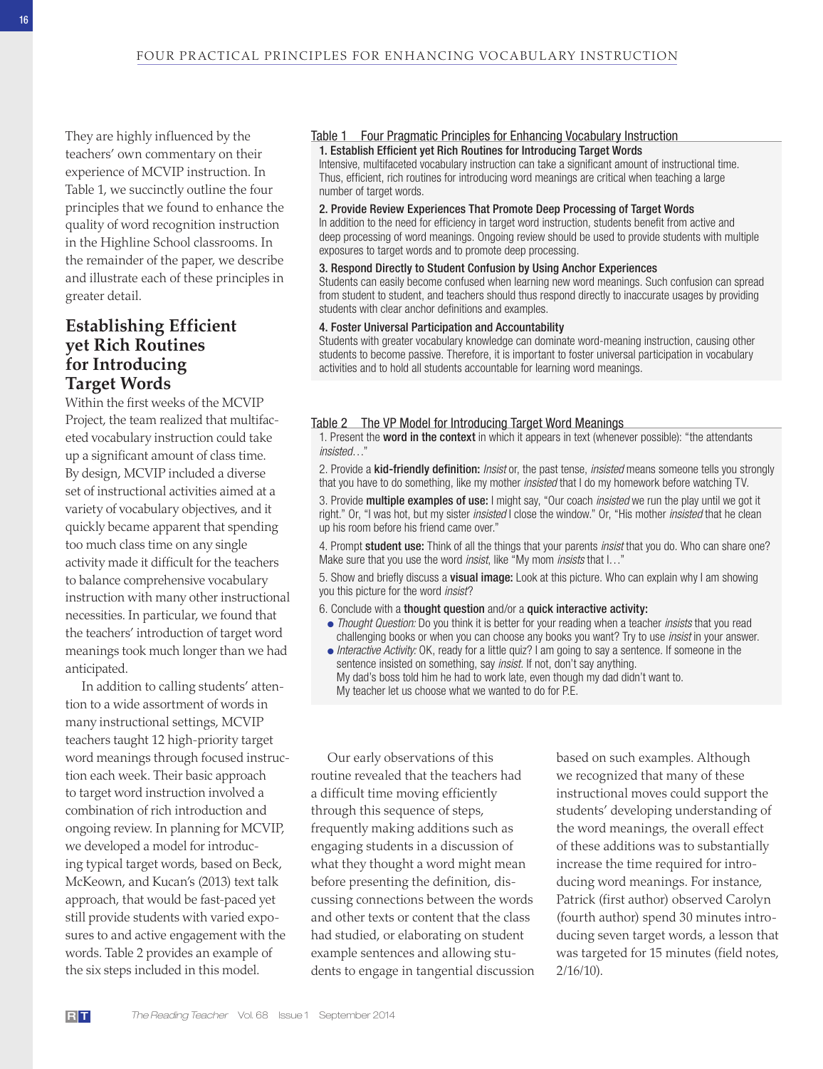They are highly influenced by the teachers' own commentary on their experience of MCVIP instruction. In Table 1, we succinctly outline the four principles that we found to enhance the quality of word recognition instruction in the Highline School classrooms. In the remainder of the paper, we describe and illustrate each of these principles in greater detail.

Table 1 Four Pragmatic Principles for Enhancing Vocabulary Instruction

**1. Establish Efficient yet Rich Routines for Introducing Target Words**
Intensive, multifaceted vocabulary instruction can take a significant amount of instructional time. Thus, efficient, rich routines for introducing word meanings are critical when teaching a large number of target words.

**2. Provide Review Experiences That Promote Deep Processing of Target Words**
In addition to the need for efficiency in target word instruction, students benefit from active and deep processing of word meanings. Ongoing review should be used to provide students with multiple exposures to target words and to promote deep processing.

**3. Respond Directly to Student Confusion by Using Anchor Experiences**
Students can easily become confused when learning new word meanings. Such confusion can spread from student to student, and teachers should thus respond directly to inaccurate usages by providing students with clear anchor definitions and examples.

**4. Foster Universal Participation and Accountability**
Students with greater vocabulary knowledge can dominate word-meaning instruction, causing other students to become passive. Therefore, it is important to foster universal participation in vocabulary activities and to hold all students accountable for learning word meanings.

## Establishing Efficient yet Rich Routines for Introducing Target Words

Within the first weeks of the MCVIP Project, the team realized that multifaceted vocabulary instruction could take up a significant amount of class time. By design, MCVIP included a diverse set of instructional activities aimed at a variety of vocabulary objectives, and it quickly became apparent that spending too much class time on any single activity made it difficult for the teachers to balance comprehensive vocabulary instruction with many other instructional necessities. In particular, we found that the teachers' introduction of target word meanings took much longer than we had anticipated.

In addition to calling students' attention to a wide assortment of words in many instructional settings, MCVIP teachers taught 12 high-priority target word meanings through focused instruction each week. Their basic approach to target word instruction involved a combination of rich introduction and ongoing review. In planning for MCVIP, we developed a model for introducing typical target words, based on Beck, McKeown, and Kucan's (2013) text talk approach, that would be fast-paced yet still provide students with varied exposures to and active engagement with the words. Table 2 provides an example of the six steps included in this model.

Table 2 The VP Model for Introducing Target Word Meanings

1. Present the **word in the context** in which it appears in text (whenever possible): "the attendants *insisted*…"

2. Provide a **kid-friendly definition:** *Insist* or, the past tense, *insisted* means someone tells you strongly that you have to do something, like my mother *insisted* that I do my homework before watching TV.

3. Provide **multiple examples of use:** I might say, "Our coach *insisted* we run the play until we got it right." Or, "I was hot, but my sister *insisted* I close the window." Or, "His mother *insisted* that he clean up his room before his friend came over."

4. Prompt **student use:** Think of all the things that your parents *insist* that you do. Who can share one? Make sure that you use the word *insist*, like "My mom *insists* that I…"

5. Show and briefly discuss a **visual image:** Look at this picture. Who can explain why I am showing you this picture for the word *insist*?

6. Conclude with a **thought question** and/or a **quick interactive activity:**
- *Thought Question:* Do you think it is better for your reading when a teacher *insists* that you read challenging books or when you can choose any books you want? Try to use *insist* in your answer.
- *Interactive Activity:* OK, ready for a little quiz? I am going to say a sentence. If someone in the sentence insisted on something, say *insist*. If not, don't say anything.
  My dad's boss told him he had to work late, even though my dad didn't want to.
  My teacher let us choose what we wanted to do for P.E.

Our early observations of this routine revealed that the teachers had a difficult time moving efficiently through this sequence of steps, frequently making additions such as engaging students in a discussion of what they thought a word might mean before presenting the definition, discussing connections between the words and other texts or content that the class had studied, or elaborating on student example sentences and allowing students to engage in tangential discussion based on such examples. Although we recognized that many of these instructional moves could support the students' developing understanding of the word meanings, the overall effect of these additions was to substantially increase the time required for introducing word meanings. For instance, Patrick (first author) observed Carolyn (fourth author) spend 30 minutes introducing seven target words, a lesson that was targeted for 15 minutes (field notes, 2/16/10).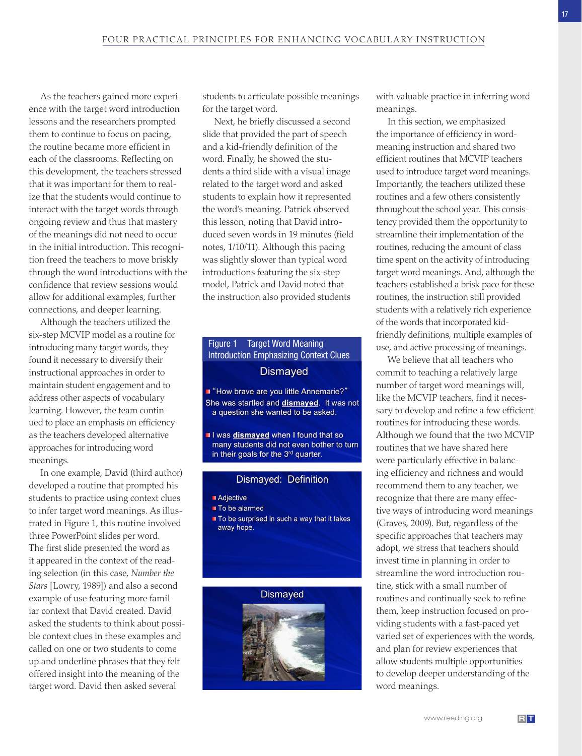As the teachers gained more experience with the target word introduction lessons and the researchers prompted them to continue to focus on pacing, the routine became more efficient in each of the classrooms. Reflecting on this development, the teachers stressed that it was important for them to realize that the students would continue to interact with the target words through ongoing review and thus that mastery of the meanings did not need to occur in the initial introduction. This recognition freed the teachers to move briskly through the word introductions with the confidence that review sessions would allow for additional examples, further connections, and deeper learning.

Although the teachers utilized the six-step MCVIP model as a routine for introducing many target words, they found it necessary to diversify their instructional approaches in order to maintain student engagement and to address other aspects of vocabulary learning. However, the team continued to place an emphasis on efficiency as the teachers developed alternative approaches for introducing word meanings.

In one example, David (third author) developed a routine that prompted his students to practice using context clues to infer target word meanings. As illustrated in Figure 1, this routine involved three PowerPoint slides per word. The first slide presented the word as it appeared in the context of the reading selection (in this case, *Number the Stars* [Lowry, 1989]) and also a second example of use featuring more familiar context that David created. David asked the students to think about possible context clues in these examples and called on one or two students to come up and underline phrases that they felt offered insight into the meaning of the target word. David then asked several students to articulate possible meanings for the target word.

Next, he briefly discussed a second slide that provided the part of speech and a kid-friendly definition of the word. Finally, he showed the students a third slide with a visual image related to the target word and asked students to explain how it represented the word's meaning. Patrick observed this lesson, noting that David introduced seven words in 19 minutes (field notes, 1/10/11). Although this pacing was slightly slower than typical word introductions featuring the six-step model, Patrick and David noted that the instruction also provided students with valuable practice in inferring word meanings.

**Figure 1 Target Word Meaning Introduction Emphasizing Context Clues**

Dismayed

- "How brave are you little Annemarie?" She was startled and **dismayed**. It was not a question she wanted to be asked.
- I was **dismayed** when I found that so many students did not even bother to turn in their goals for the 3rd quarter.

Dismayed: Definition

- Adjective
- To be alarmed
- To be surprised in such a way that it takes away hope.

Dismayed

In this section, we emphasized the importance of efficiency in word-meaning instruction and shared two efficient routines that MCVIP teachers used to introduce target word meanings. Importantly, the teachers utilized these routines and a few others consistently throughout the school year. This consistency provided them the opportunity to streamline their implementation of the routines, reducing the amount of class time spent on the activity of introducing target word meanings. And, although the teachers established a brisk pace for these routines, the instruction still provided students with a relatively rich experience of the words that incorporated kid-friendly definitions, multiple examples of use, and active processing of meanings.

We believe that all teachers who commit to teaching a relatively large number of target word meanings will, like the MCVIP teachers, find it necessary to develop and refine a few efficient routines for introducing these words. Although we found that the two MCVIP routines that we have shared here were particularly effective in balancing efficiency and richness and would recommend them to any teacher, we recognize that there are many effective ways of introducing word meanings (Graves, 2009). But, regardless of the specific approaches that teachers may adopt, we stress that teachers should invest time in planning in order to streamline the word introduction routine, stick with a small number of routines and continually seek to refine them, keep instruction focused on providing students with a fast-paced yet varied set of experiences with the words, and plan for review experiences that allow students multiple opportunities to develop deeper understanding of the word meanings.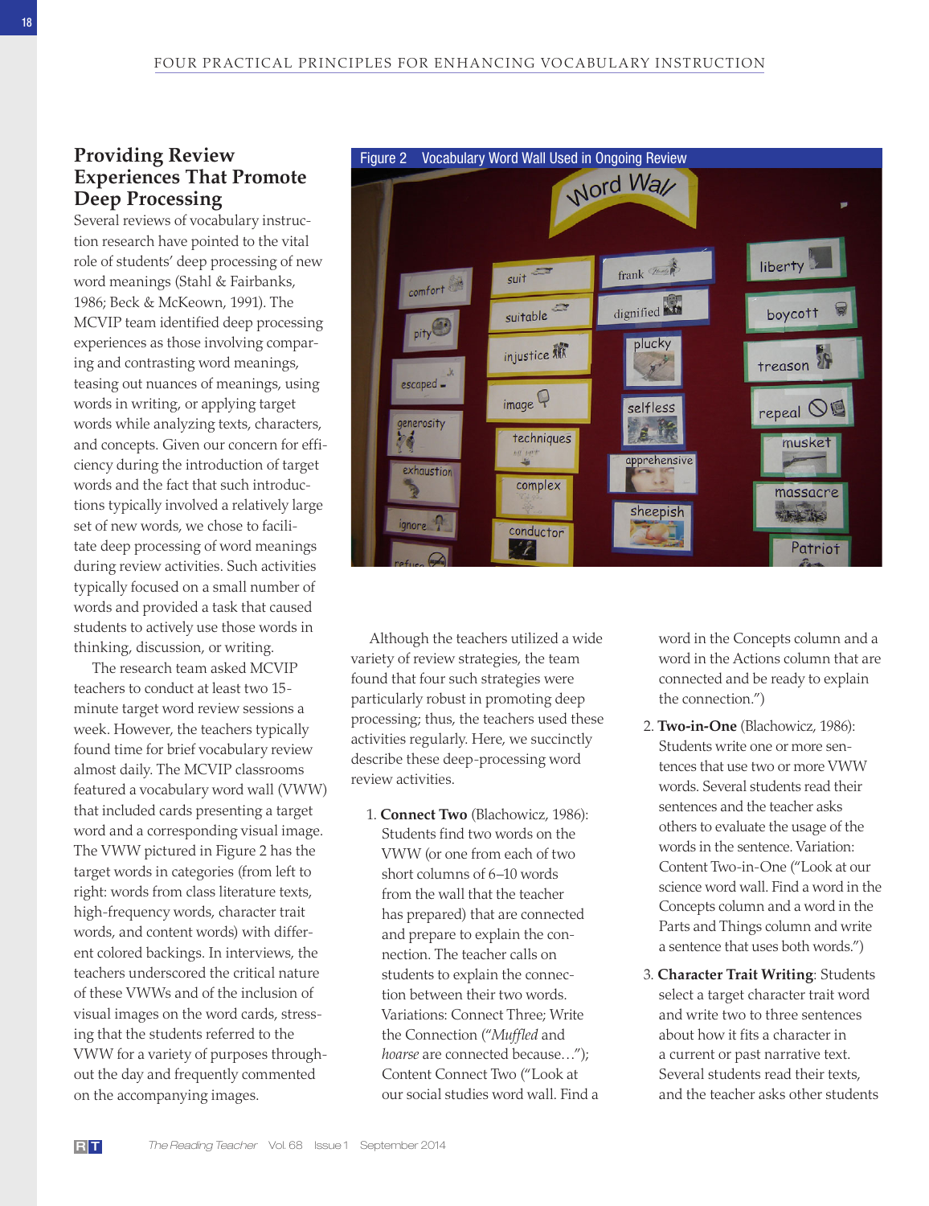## Providing Review Experiences That Promote Deep Processing

Several reviews of vocabulary instruction research have pointed to the vital role of students' deep processing of new word meanings (Stahl & Fairbanks, 1986; Beck & McKeown, 1991). The MCVIP team identified deep processing experiences as those involving comparing and contrasting word meanings, teasing out nuances of meanings, using words in writing, or applying target words while analyzing texts, characters, and concepts. Given our concern for efficiency during the introduction of target words and the fact that such introductions typically involved a relatively large set of new words, we chose to facilitate deep processing of word meanings during review activities. Such activities typically focused on a small number of words and provided a task that caused students to actively use those words in thinking, discussion, or writing.

The research team asked MCVIP teachers to conduct at least two 15-minute target word review sessions a week. However, the teachers typically found time for brief vocabulary review almost daily. The MCVIP classrooms featured a vocabulary word wall (VWW) that included cards presenting a target word and a corresponding visual image. The VWW pictured in Figure 2 has the target words in categories (from left to right: words from class literature texts, high-frequency words, character trait words, and content words) with different colored backings. In interviews, the teachers underscored the critical nature of these VWWs and of the inclusion of visual images on the word cards, stressing that the students referred to the VWW for a variety of purposes throughout the day and frequently commented on the accompanying images.

Figure 2 Vocabulary Word Wall Used in Ongoing Review

Although the teachers utilized a wide variety of review strategies, the team found that four such strategies were particularly robust in promoting deep processing; thus, the teachers used these activities regularly. Here, we succinctly describe these deep-processing word review activities.

1. **Connect Two** (Blachowicz, 1986): Students find two words on the VWW (or one from each of two short columns of 6–10 words from the wall that the teacher has prepared) that are connected and prepare to explain the connection. The teacher calls on students to explain the connection between their two words. Variations: Connect Three; Write the Connection ("*Muffled* and *hoarse* are connected because…"); Content Connect Two ("Look at our social studies word wall. Find a word in the Concepts column and a word in the Actions column that are connected and be ready to explain the connection.")
2. **Two-in-One** (Blachowicz, 1986): Students write one or more sentences that use two or more VWW words. Several students read their sentences and the teacher asks others to evaluate the usage of the words in the sentence. Variation: Content Two-in-One ("Look at our science word wall. Find a word in the Concepts column and a word in the Parts and Things column and write a sentence that uses both words.")
3. **Character Trait Writing**: Students select a target character trait word and write two to three sentences about how it fits a character in a current or past narrative text. Several students read their texts, and the teacher asks other students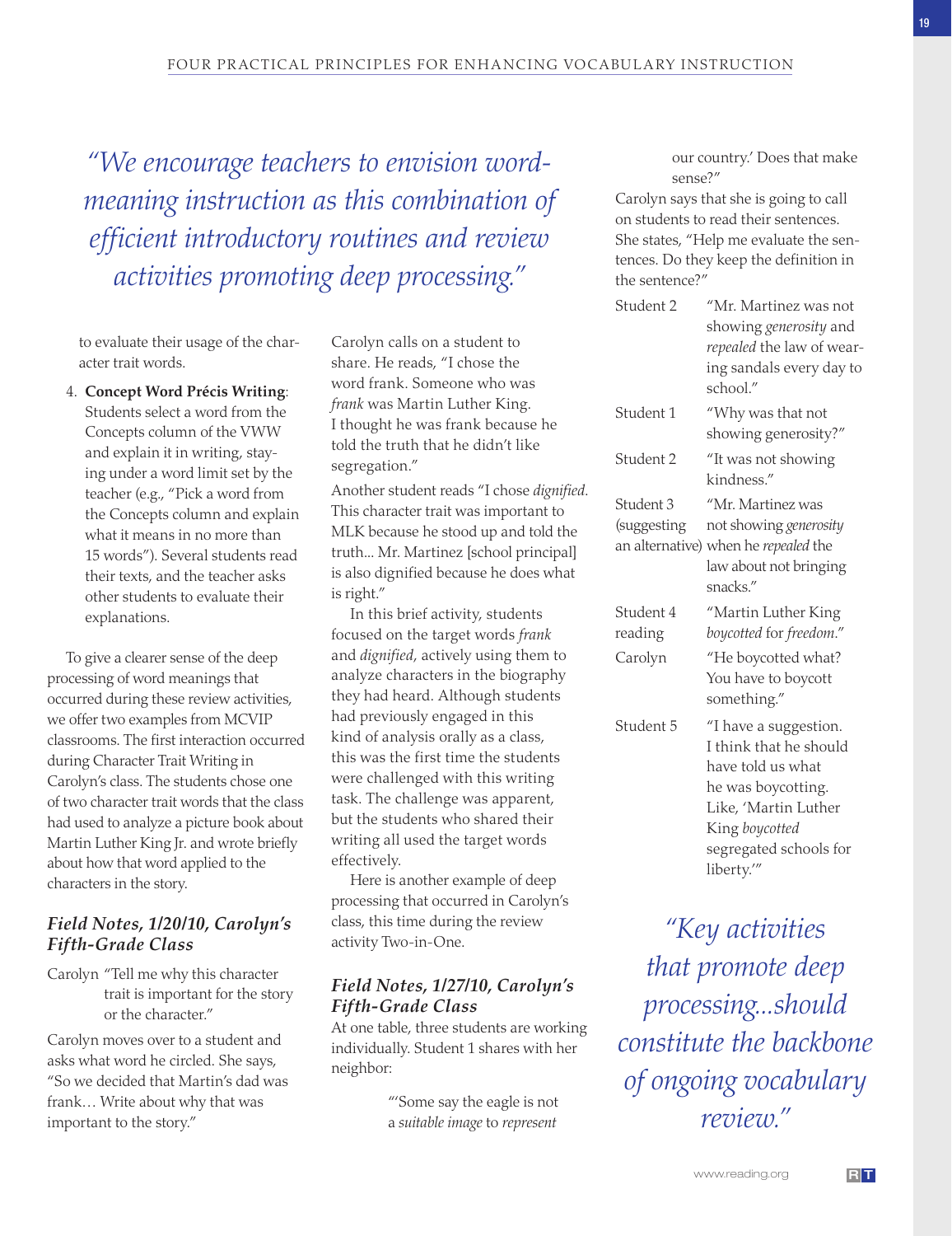> "We encourage teachers to envision word-meaning instruction as this combination of efficient introductory routines and review activities promoting deep processing."

to evaluate their usage of the character trait words.

4. **Concept Word Précis Writing**: Students select a word from the Concepts column of the VWW and explain it in writing, staying under a word limit set by the teacher (e.g., "Pick a word from the Concepts column and explain what it means in no more than 15 words"). Several students read their texts, and the teacher asks other students to evaluate their explanations.

To give a clearer sense of the deep processing of word meanings that occurred during these review activities, we offer two examples from MCVIP classrooms. The first interaction occurred during Character Trait Writing in Carolyn's class. The students chose one of two character trait words that the class had used to analyze a picture book about Martin Luther King Jr. and wrote briefly about how that word applied to the characters in the story.

### *Field Notes, 1/20/10, Carolyn's Fifth-Grade Class*

Carolyn "Tell me why this character trait is important for the story or the character."

Carolyn moves over to a student and asks what word he circled. She says, "So we decided that Martin's dad was frank… Write about why that was important to the story."

Carolyn calls on a student to share. He reads, "I chose the word frank. Someone who was *frank* was Martin Luther King. I thought he was frank because he told the truth that he didn't like segregation."

Another student reads "I chose *dignified*. This character trait was important to MLK because he stood up and told the truth… Mr. Martinez [school principal] is also dignified because he does what is right."

In this brief activity, students focused on the target words *frank* and *dignified*, actively using them to analyze characters in the biography they had heard. Although students had previously engaged in this kind of analysis orally as a class, this was the first time the students were challenged with this writing task. The challenge was apparent, but the students who shared their writing all used the target words effectively.

Here is another example of deep processing that occurred in Carolyn's class, this time during the review activity Two-in-One.

### *Field Notes, 1/27/10, Carolyn's Fifth-Grade Class*

At one table, three students are working individually. Student 1 shares with her neighbor:

> "'Some say the eagle is not a *suitable image* to *represent* our country.' Does that make sense?"

Carolyn says that she is going to call on students to read their sentences. She states, "Help me evaluate the sentences. Do they keep the definition in the sentence?"

Student 2 "Mr. Martinez was not showing *generosity* and *repealed* the law of wearing sandals every day to school."

Student 1 "Why was that not showing generosity?"

Student 2 "It was not showing kindness."

Student 3 (suggesting an alternative) "Mr. Martinez was not showing *generosity* when he *repealed* the law about not bringing snacks."

Student 4 reading "Martin Luther King *boycotted* for *freedom*."

Carolyn "He boycotted what? You have to boycott something."

Student 5 "I have a suggestion. I think that he should have told us what he was boycotting. Like, 'Martin Luther King *boycotted* segregated schools for liberty.'"

> "Key activities that promote deep processing…should constitute the backbone of ongoing vocabulary review."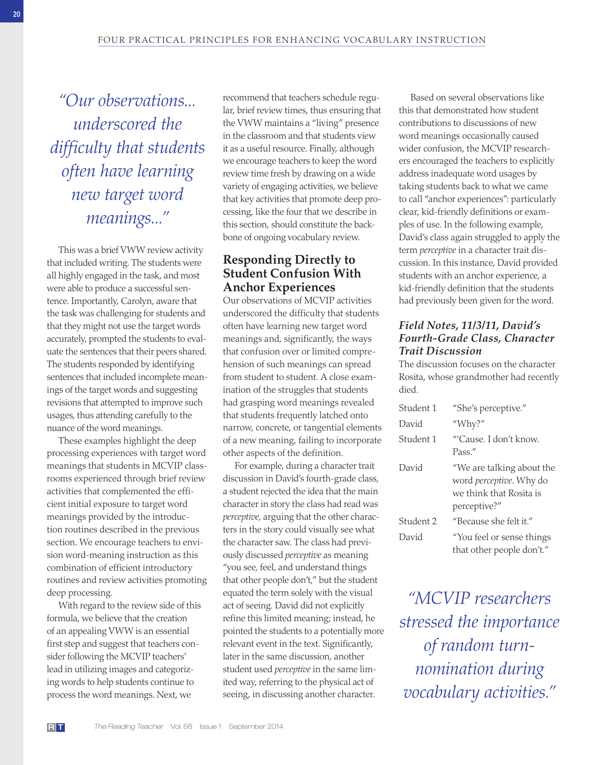> *"Our observations... underscored the difficulty that students often have learning new target word meanings..."*

This was a brief VWW review activity that included writing. The students were all highly engaged in the task, and most were able to produce a successful sentence. Importantly, Carolyn, aware that the task was challenging for students and that they might not use the target words accurately, prompted the students to evaluate the sentences that their peers shared. The students responded by identifying sentences that included incomplete meanings of the target words and suggesting revisions that attempted to improve such usages, thus attending carefully to the nuance of the word meanings.

These examples highlight the deep processing experiences with target word meanings that students in MCVIP classrooms experienced through brief review activities that complemented the efficient initial exposure to target word meanings provided by the introduction routines described in the previous section. We encourage teachers to envision word-meaning instruction as this combination of efficient introductory routines and review activities promoting deep processing.

With regard to the review side of this formula, we believe that the creation of an appealing VWW is an essential first step and suggest that teachers consider following the MCVIP teachers' lead in utilizing images and categorizing words to help students continue to process the word meanings. Next, we recommend that teachers schedule regular, brief review times, thus ensuring that the VWW maintains a "living" presence in the classroom and that students view it as a useful resource. Finally, although we encourage teachers to keep the word review time fresh by drawing on a wide variety of engaging activities, we believe that key activities that promote deep processing, like the four that we describe in this section, should constitute the backbone of ongoing vocabulary review.

## Responding Directly to Student Confusion With Anchor Experiences

Our observations of MCVIP activities underscored the difficulty that students often have learning new target word meanings and, significantly, the ways that confusion over or limited comprehension of such meanings can spread from student to student. A close examination of the struggles that students had grasping word meanings revealed that students frequently latched onto narrow, concrete, or tangential elements of a new meaning, failing to incorporate other aspects of the definition.

For example, during a character trait discussion in David's fourth-grade class, a student rejected the idea that the main character in story the class had read was *perceptive*, arguing that the other characters in the story could visually see what the character saw. The class had previously discussed *perceptive* as meaning "you see, feel, and understand things that other people don't," but the student equated the term solely with the visual act of seeing. David did not explicitly refine this limited meaning; instead, he pointed the students to a potentially more relevant event in the text. Significantly, later in the same discussion, another student used *perceptive* in the same limited way, referring to the physical act of seeing, in discussing another character.

Based on several observations like this that demonstrated how student contributions to discussions of new word meanings occasionally caused wider confusion, the MCVIP researchers encouraged the teachers to explicitly address inadequate word usages by taking students back to what we came to call "anchor experiences": particularly clear, kid-friendly definitions or examples of use. In the following example, David's class again struggled to apply the term *perceptive* in a character trait discussion. In this instance, David provided students with an anchor experience, a kid-friendly definition that the students had previously been given for the word.

### *Field Notes, 11/3/11, David's Fourth-Grade Class, Character Trait Discussion*

The discussion focuses on the character Rosita, whose grandmother had recently died.

| | |
|---|---|
| Student 1 | "She's perceptive." |
| David | "Why?" |
| Student 1 | "'Cause. I don't know. Pass." |
| David | "We are talking about the word *perceptive*. Why do we think that Rosita is perceptive?" |
| Student 2 | "Because she felt it." |
| David | "You feel or sense things that other people don't." |

> *"MCVIP researchers stressed the importance of random turn-nomination during vocabulary activities."*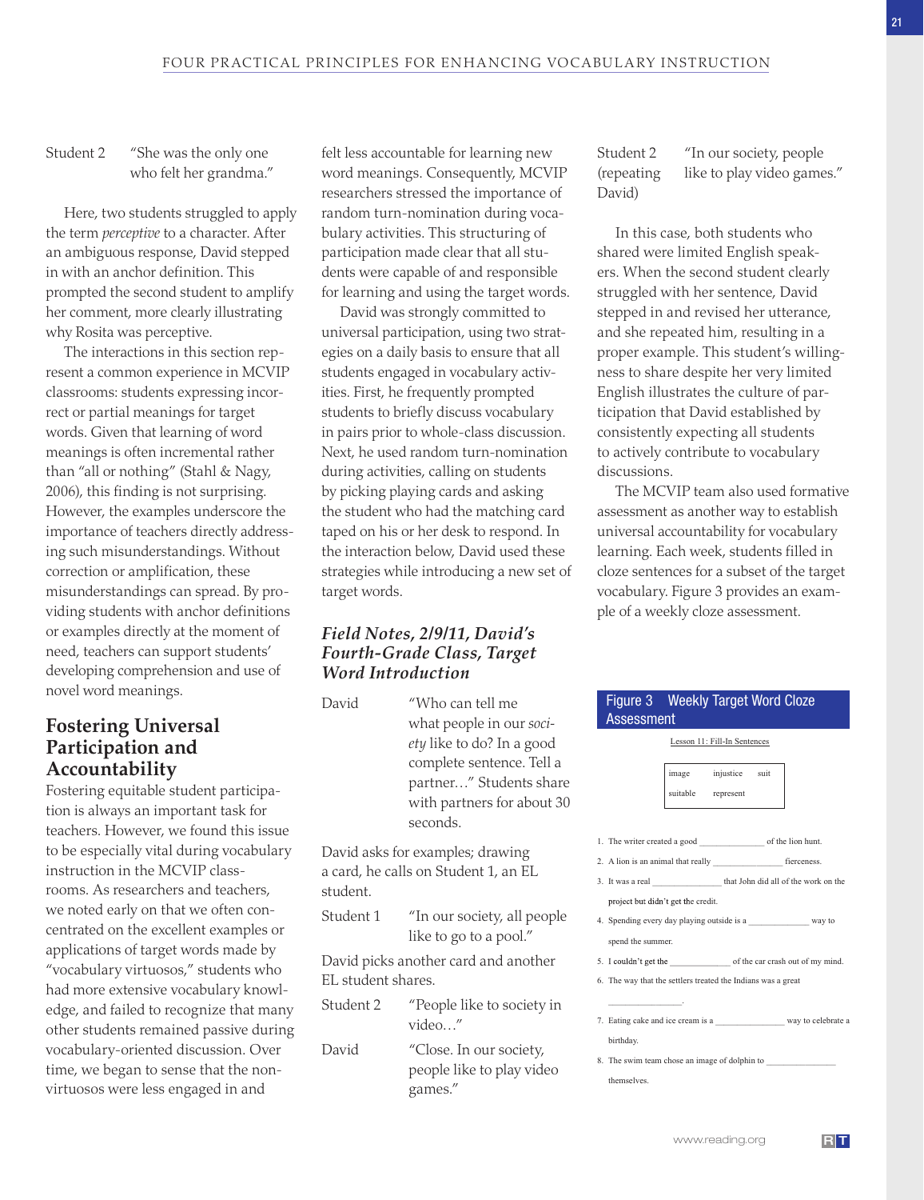Student 2 — "She was the only one who felt her grandma."

Here, two students struggled to apply the term *perceptive* to a character. After an ambiguous response, David stepped in with an anchor definition. This prompted the second student to amplify her comment, more clearly illustrating why Rosita was perceptive.

The interactions in this section represent a common experience in MCVIP classrooms: students expressing incorrect or partial meanings for target words. Given that learning of word meanings is often incremental rather than "all or nothing" (Stahl & Nagy, 2006), this finding is not surprising. However, the examples underscore the importance of teachers directly addressing such misunderstandings. Without correction or amplification, these misunderstandings can spread. By providing students with anchor definitions or examples directly at the moment of need, teachers can support students' developing comprehension and use of novel word meanings.

## Fostering Universal Participation and Accountability

Fostering equitable student participation is always an important task for teachers. However, we found this issue to be especially vital during vocabulary instruction in the MCVIP classrooms. As researchers and teachers, we noted early on that we often concentrated on the excellent examples or applications of target words made by "vocabulary virtuosos," students who had more extensive vocabulary knowledge, and failed to recognize that many other students remained passive during vocabulary-oriented discussion. Over time, we began to sense that the nonvirtuosos were less engaged in and felt less accountable for learning new word meanings. Consequently, MCVIP researchers stressed the importance of random turn-nomination during vocabulary activities. This structuring of participation made clear that all students were capable of and responsible for learning and using the target words.

David was strongly committed to universal participation, using two strategies on a daily basis to ensure that all students engaged in vocabulary activities. First, he frequently prompted students to briefly discuss vocabulary in pairs prior to whole-class discussion. Next, he used random turn-nomination during activities, calling on students by picking playing cards and asking the student who had the matching card taped on his or her desk to respond. In the interaction below, David used these strategies while introducing a new set of target words.

### *Field Notes, 2/9/11, David's Fourth-Grade Class, Target Word Introduction*

David — "Who can tell me what people in our *society* like to do? In a good complete sentence. Tell a partner…" Students share with partners for about 30 seconds.

David asks for examples; drawing a card, he calls on Student 1, an EL student.

Student 1 — "In our society, all people like to go to a pool."

David picks another card and another EL student shares.

Student 2 — "People like to society in video…"

David — "Close. In our society, people like to play video games."

Student 2 (repeating David) — "In our society, people like to play video games."

In this case, both students who shared were limited English speakers. When the second student clearly struggled with her sentence, David stepped in and revised her utterance, and she repeated him, resulting in a proper example. This student's willingness to share despite her very limited English illustrates the culture of participation that David established by consistently expecting all students to actively contribute to vocabulary discussions.

The MCVIP team also used formative assessment as another way to establish universal accountability for vocabulary learning. Each week, students filled in cloze sentences for a subset of the target vocabulary. Figure 3 provides an example of a weekly cloze assessment.

**Figure 3 Weekly Target Word Cloze Assessment**

Lesson 11: Fill-In Sentences

| | | |
|---|---|---|
| image | injustice | suit |
| suitable | represent | |

1. The writer created a good ____________ of the lion hunt.
2. A lion is an animal that really ____________ fierceness.
3. It was a real ____________ that John did all of the work on the project but didn't get the credit.
4. Spending every day playing outside is a ____________ way to spend the summer.
5. I couldn't get the ____________ of the car crash out of my mind.
6. The way that the settlers treated the Indians was a great ____________.
7. Eating cake and ice cream is a ____________ way to celebrate a birthday.
8. The swim team chose an image of dolphin to ____________ themselves.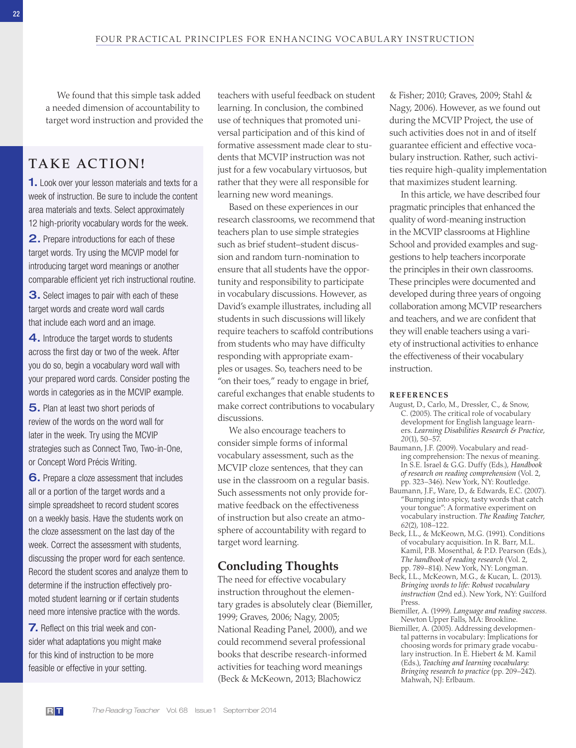We found that this simple task added a needed dimension of accountability to target word instruction and provided the teachers with useful feedback on student learning. In conclusion, the combined use of techniques that promoted universal participation and of this kind of formative assessment made clear to students that MCVIP instruction was not just for a few vocabulary virtuosos, but rather that they were all responsible for learning new word meanings.

Based on these experiences in our research classrooms, we recommend that teachers plan to use simple strategies such as brief student–student discussion and random turn-nomination to ensure that all students have the opportunity and responsibility to participate in vocabulary discussions. However, as David's example illustrates, including all students in such discussions will likely require teachers to scaffold contributions from students who may have difficulty responding with appropriate examples or usages. So, teachers need to be "on their toes," ready to engage in brief, careful exchanges that enable students to make correct contributions to vocabulary discussions.

We also encourage teachers to consider simple forms of informal vocabulary assessment, such as the MCVIP cloze sentences, that they can use in the classroom on a regular basis. Such assessments not only provide formative feedback on the effectiveness of instruction but also create an atmosphere of accountability with regard to target word learning.

## TAKE ACTION!

**1.** Look over your lesson materials and texts for a week of instruction. Be sure to include the content area materials and texts. Select approximately 12 high-priority vocabulary words for the week.

**2.** Prepare introductions for each of these target words. Try using the MCVIP model for introducing target word meanings or another comparable efficient yet rich instructional routine.

**3.** Select images to pair with each of these target words and create word wall cards that include each word and an image.

**4.** Introduce the target words to students across the first day or two of the week. After you do so, begin a vocabulary word wall with your prepared word cards. Consider posting the words in categories as in the MCVIP example.

**5.** Plan at least two short periods of review of the words on the word wall for later in the week. Try using the MCVIP strategies such as Connect Two, Two-in-One, or Concept Word Précis Writing.

**6.** Prepare a cloze assessment that includes all or a portion of the target words and a simple spreadsheet to record student scores on a weekly basis. Have the students work on the cloze assessment on the last day of the week. Correct the assessment with students, discussing the proper word for each sentence. Record the student scores and analyze them to determine if the instruction effectively promoted student learning or if certain students need more intensive practice with the words.

**7.** Reflect on this trial week and consider what adaptations you might make for this kind of instruction to be more feasible or effective in your setting.

## Concluding Thoughts

The need for effective vocabulary instruction throughout the elementary grades is absolutely clear (Biemiller, 1999; Graves, 2006; Nagy, 2005; National Reading Panel, 2000), and we could recommend several professional books that describe research-informed activities for teaching word meanings (Beck & McKeown, 2013; Blachowicz & Fisher; 2010; Graves, 2009; Stahl & Nagy, 2006). However, as we found out during the MCVIP Project, the use of such activities does not in and of itself guarantee efficient and effective vocabulary instruction. Rather, such activities require high-quality implementation that maximizes student learning.

In this article, we have described four pragmatic principles that enhanced the quality of word-meaning instruction in the MCVIP classrooms at Highline School and provided examples and suggestions to help teachers incorporate the principles in their own classrooms. These principles were documented and developed during three years of ongoing collaboration among MCVIP researchers and teachers, and we are confident that they will enable teachers using a variety of instructional activities to enhance the effectiveness of their vocabulary instruction.

### REFERENCES

August, D., Carlo, M., Dressler, C., & Snow, C. (2005). The critical role of vocabulary development for English language learners. *Learning Disabilities Research & Practice*, *20*(1), 50–57.

Baumann, J.F. (2009). Vocabulary and reading comprehension: The nexus of meaning. In S.E. Israel & G.G. Duffy (Eds.), *Handbook of research on reading comprehension* (Vol. 2, pp. 323–346). New York, NY: Routledge.

Baumann, J.F., Ware, D., & Edwards, E.C. (2007). "Bumping into spicy, tasty words that catch your tongue": A formative experiment on vocabulary instruction. *The Reading Teacher*, *62*(2), 108–122.

Beck, I.L., & McKeown, M.G. (1991). Conditions of vocabulary acquisition. In R. Barr, M.L. Kamil, P.B. Mosenthal, & P.D. Pearson (Eds.), *The handbook of reading research* (Vol. 2, pp. 789–814). New York, NY: Longman.

Beck, I.L., McKeown, M.G., & Kucan, L. (2013). *Bringing words to life: Robust vocabulary instruction* (2nd ed.). New York, NY: Guilford Press.

Biemiller, A. (1999). *Language and reading success*. Newton Upper Falls, MA: Brookline.

Biemiller, A. (2005). Addressing developmental patterns in vocabulary: Implications for choosing words for primary grade vocabulary instruction. In E. Hiebert & M. Kamil (Eds.), *Teaching and learning vocabulary: Bringing research to practice* (pp. 209–242). Mahwah, NJ: Erlbaum.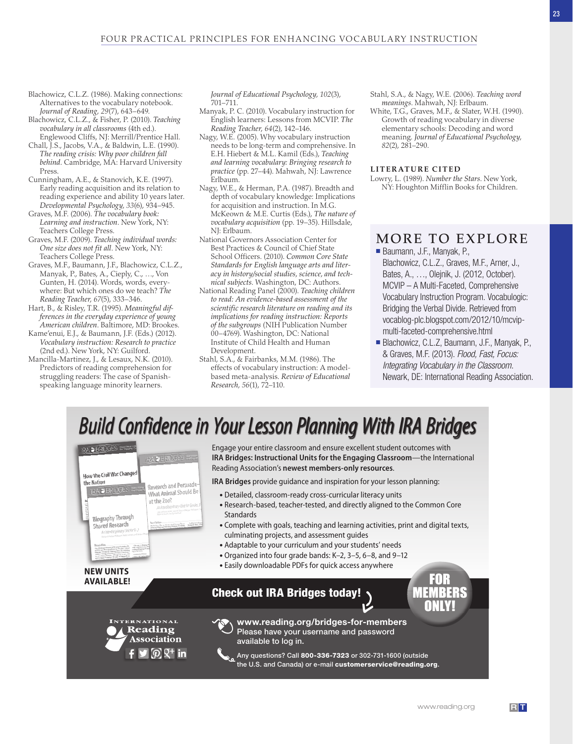Blachowicz, C.L.Z. (1986). Making connections: Alternatives to the vocabulary notebook. *Journal of Reading, 29*(7), 643–649.

Blachowicz, C.L.Z., & Fisher, P. (2010). *Teaching vocabulary in all classrooms* (4th ed.). Englewood Cliffs, NJ: Merrill/Prentice Hall.

Chall, J.S., Jacobs, V.A., & Baldwin, L.E. (1990). *The reading crisis: Why poor children fall behind*. Cambridge, MA: Harvard University Press.

Cunningham, A.E., & Stanovich, K.E. (1997). Early reading acquisition and its relation to reading experience and ability 10 years later. *Developmental Psychology, 33*(6), 934–945.

Graves, M.F. (2006). *The vocabulary book: Learning and instruction*. New York, NY: Teachers College Press.

Graves, M.F. (2009). *Teaching individual words: One size does not fit all*. New York, NY: Teachers College Press.

Graves, M.F., Baumann, J.F., Blachowicz, C.L.Z., Manyak, P., Bates, A., Cieply, C., …, Von Gunten, H. (2014). Words, words, everywhere: But which ones do we teach? *The Reading Teacher, 67*(5), 333–346.

Hart, B., & Risley, T.R. (1995). *Meaningful differences in the everyday experience of young American children*. Baltimore, MD: Brookes.

Kame'enui, E.J., & Baumann, J.F. (Eds.). (2012). *Vocabulary instruction: Research to practice* (2nd ed.). New York, NY: Guilford.

Mancilla-Martinez, J., & Lesaux, N.K. (2010). Predictors of reading comprehension for struggling readers: The case of Spanish-speaking language minority learners. *Journal of Educational Psychology, 102*(3), 701–711.

Manyak, P. C. (2010). Vocabulary instruction for English learners: Lessons from MCVIP. *The Reading Teacher, 64*(2), 142–146.

Nagy, W.E. (2005). Why vocabulary instruction needs to be long-term and comprehensive. In E.H. Hiebert & M.L. Kamil (Eds.), *Teaching and learning vocabulary: Bringing research to practice* (pp. 27–44). Mahwah, NJ: Lawrence Erlbaum.

Nagy, W.E., & Herman, P.A. (1987). Breadth and depth of vocabulary knowledge: Implications for acquisition and instruction. In M.G. McKeown & M.E. Curtis (Eds.), *The nature of vocabulary acquisition* (pp. 19–35). Hillsdale, NJ: Erlbaum.

National Governors Association Center for Best Practices & Council of Chief State School Officers. (2010). *Common Core State Standards for English language arts and literacy in history/social studies, science, and technical subjects*. Washington, DC: Authors.

National Reading Panel (2000). *Teaching children to read: An evidence-based assessment of the scientific research literature on reading and its implications for reading instruction: Reports of the subgroups* (NIH Publication Number 00–4769). Washington, DC: National Institute of Child Health and Human Development.

Stahl, S.A., & Fairbanks, M.M. (1986). The effects of vocabulary instruction: A model-based meta-analysis. *Review of Educational Research, 56*(1), 72–110.

Stahl, S.A., & Nagy, W.E. (2006). *Teaching word meanings*. Mahwah, NJ: Erlbaum.

White, T.G., Graves, M.F., & Slater, W.H. (1990). Growth of reading vocabulary in diverse elementary schools: Decoding and word meaning. *Journal of Educational Psychology, 82*(2), 281–290.

## LITERATURE CITED

Lowry, L. (1989). *Number the Stars*. New York, NY: Houghton Mifflin Books for Children.

## MORE TO EXPLORE

- Baumann, J.F., Manyak, P., Blachowicz, C.L.Z., Graves, M.F., Arner, J., Bates, A., …, Olejnik, J. (2012, October). MCVIP – A Multi-Faceted, Comprehensive Vocabulary Instruction Program. Vocabulogic: Bridging the Verbal Divide. Retrieved from vocablog-plc.blogspot.com/2012/10/mcvip-multi-faceted-comprehensive.html
- Blachowicz, C.L.Z, Baumann, J.F., Manyak, P., & Graves, M.F. (2013). *Flood, Fast, Focus: Integrating Vocabulary in the Classroom*. Newark, DE: International Reading Association.

# Build Confidence in Your Lesson Planning With IRA Bridges

NEW UNITS AVAILABLE!

Engage your entire classroom and ensure excellent student outcomes with **IRA Bridges: Instructional Units for the Engaging Classroom**—the International Reading Association's **newest members-only resources**.

**IRA Bridges** provide guidance and inspiration for your lesson planning:

- Detailed, classroom-ready cross-curricular literacy units
- Research-based, teacher-tested, and directly aligned to the Common Core Standards
- Complete with goals, teaching and learning activities, print and digital texts, culminating projects, and assessment guides
- Adaptable to your curriculum and your students' needs
- Organized into four grade bands: K–2, 3–5, 6–8, and 9–12
- Easily downloadable PDFs for quick access anywhere

**Check out IRA Bridges today!**

**FOR MEMBERS ONLY!**

International Reading Association

**www.reading.org/bridges-for-members**
Please have your username and password available to log in.

Any questions? Call **800-336-7323** or 302-731-1600 (outside the U.S. and Canada) or e-mail **customerservice@reading.org**.